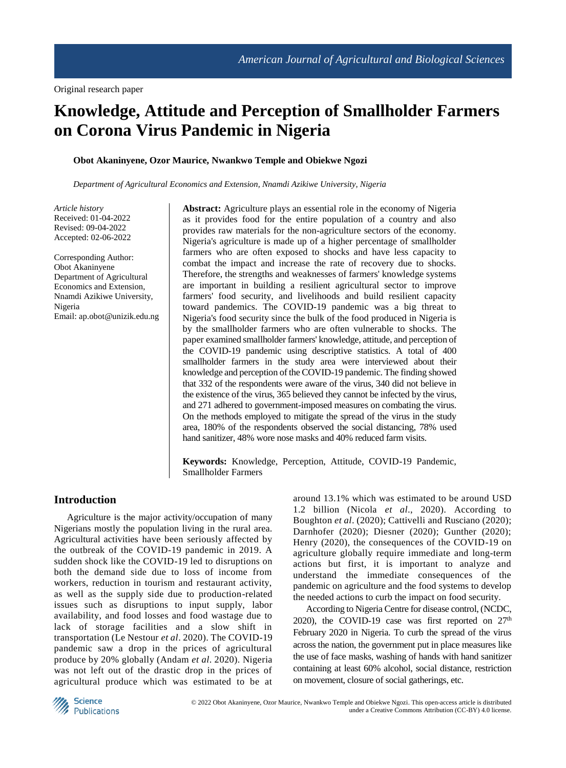American Journal of Agricultural and Biological Sciences

Original research paper

# Knowledge, Attitude and Perception of Smallholder Farmers on Corona Virus Pandemic in Nigeria

**Obot Akaninyene, Ozor Maurice, Nwankwo Temple and Obiekwe Ngozi**

*Department of Agricultural Economics and Extension, Nnamdi Azikiwe University, Nigeria*

*Article history*
Received: 01-04-2022
Revised: 09-04-2022
Accepted: 02-06-2022

Corresponding Author:
Obot Akaninyene
Department of Agricultural Economics and Extension, Nnamdi Azikiwe University, Nigeria
Email: ap.obot@unizik.edu.ng

**Abstract:** Agriculture plays an essential role in the economy of Nigeria as it provides food for the entire population of a country and also provides raw materials for the non-agriculture sectors of the economy. Nigeria's agriculture is made up of a higher percentage of smallholder farmers who are often exposed to shocks and have less capacity to combat the impact and increase the rate of recovery due to shocks. Therefore, the strengths and weaknesses of farmers' knowledge systems are important in building a resilient agricultural sector to improve farmers' food security, and livelihoods and build resilient capacity toward pandemics. The COVID-19 pandemic was a big threat to Nigeria's food security since the bulk of the food produced in Nigeria is by the smallholder farmers who are often vulnerable to shocks. The paper examined smallholder farmers' knowledge, attitude, and perception of the COVID-19 pandemic using descriptive statistics. A total of 400 smallholder farmers in the study area were interviewed about their knowledge and perception of the COVID-19 pandemic. The finding showed that 332 of the respondents were aware of the virus, 340 did not believe in the existence of the virus, 365 believed they cannot be infected by the virus, and 271 adhered to government-imposed measures on combating the virus. On the methods employed to mitigate the spread of the virus in the study area, 180% of the respondents observed the social distancing, 78% used hand sanitizer, 48% wore nose masks and 40% reduced farm visits.

**Keywords:** Knowledge, Perception, Attitude, COVID-19 Pandemic, Smallholder Farmers

## Introduction

Agriculture is the major activity/occupation of many Nigerians mostly the population living in the rural area. Agricultural activities have been seriously affected by the outbreak of the COVID-19 pandemic in 2019. A sudden shock like the COVID-19 led to disruptions on both the demand side due to loss of income from workers, reduction in tourism and restaurant activity, as well as the supply side due to production-related issues such as disruptions to input supply, labor availability, and food losses and food wastage due to lack of storage facilities and a slow shift in transportation (Le Nestour *et al*. 2020). The COVID-19 pandemic saw a drop in the prices of agricultural produce by 20% globally (Andam *et al*. 2020). Nigeria was not left out of the drastic drop in the prices of agricultural produce which was estimated to be at around 13.1% which was estimated to be around USD 1.2 billion (Nicola *et al*., 2020). According to Boughton *et al*. (2020); Cattivelli and Rusciano (2020); Darnhofer (2020); Diesner (2020); Gunther (2020); Henry (2020), the consequences of the COVID-19 on agriculture globally require immediate and long-term actions but first, it is important to analyze and understand the immediate consequences of the pandemic on agriculture and the food systems to develop the needed actions to curb the impact on food security.

According to Nigeria Centre for disease control, (NCDC, 2020), the COVID-19 case was first reported on 27th February 2020 in Nigeria. To curb the spread of the virus across the nation, the government put in place measures like the use of face masks, washing of hands with hand sanitizer containing at least 60% alcohol, social distance, restriction on movement, closure of social gatherings, etc.

© 2022 Obot Akaninyene, Ozor Maurice, Nwankwo Temple and Obiekwe Ngozi. This open-access article is distributed under a Creative Commons Attribution (CC-BY) 4.0 license.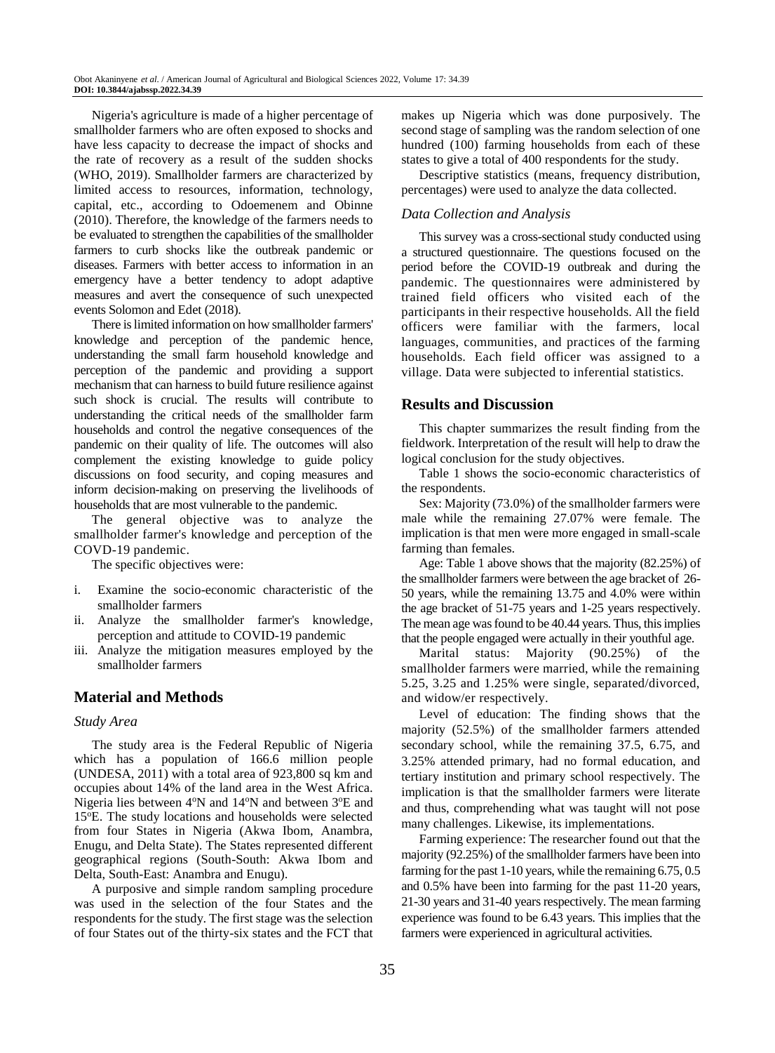Nigeria's agriculture is made of a higher percentage of smallholder farmers who are often exposed to shocks and have less capacity to decrease the impact of shocks and the rate of recovery as a result of the sudden shocks (WHO, 2019). Smallholder farmers are characterized by limited access to resources, information, technology, capital, etc., according to Odoemenem and Obinne (2010). Therefore, the knowledge of the farmers needs to be evaluated to strengthen the capabilities of the smallholder farmers to curb shocks like the outbreak pandemic or diseases. Farmers with better access to information in an emergency have a better tendency to adopt adaptive measures and avert the consequence of such unexpected events Solomon and Edet (2018).

There is limited information on how smallholder farmers' knowledge and perception of the pandemic hence, understanding the small farm household knowledge and perception of the pandemic and providing a support mechanism that can harness to build future resilience against such shock is crucial. The results will contribute to understanding the critical needs of the smallholder farm households and control the negative consequences of the pandemic on their quality of life. The outcomes will also complement the existing knowledge to guide policy discussions on food security, and coping measures and inform decision-making on preserving the livelihoods of households that are most vulnerable to the pandemic.

The general objective was to analyze the smallholder farmer's knowledge and perception of the COVD-19 pandemic.

The specific objectives were:

i. Examine the socio-economic characteristic of the smallholder farmers
ii. Analyze the smallholder farmer's knowledge, perception and attitude to COVID-19 pandemic
iii. Analyze the mitigation measures employed by the smallholder farmers

## Material and Methods

### Study Area

The study area is the Federal Republic of Nigeria which has a population of 166.6 million people (UNDESA, 2011) with a total area of 923,800 sq km and occupies about 14% of the land area in the West Africa. Nigeria lies between 4ºN and 14ºN and between 3ºE and 15ºE. The study locations and households were selected from four States in Nigeria (Akwa Ibom, Anambra, Enugu, and Delta State). The States represented different geographical regions (South-South: Akwa Ibom and Delta, South-East: Anambra and Enugu).

A purposive and simple random sampling procedure was used in the selection of the four States and the respondents for the study. The first stage was the selection of four States out of the thirty-six states and the FCT that makes up Nigeria which was done purposively. The second stage of sampling was the random selection of one hundred (100) farming households from each of these states to give a total of 400 respondents for the study.

Descriptive statistics (means, frequency distribution, percentages) were used to analyze the data collected.

### Data Collection and Analysis

This survey was a cross-sectional study conducted using a structured questionnaire. The questions focused on the period before the COVID-19 outbreak and during the pandemic. The questionnaires were administered by trained field officers who visited each of the participants in their respective households. All the field officers were familiar with the farmers, local languages, communities, and practices of the farming households. Each field officer was assigned to a village. Data were subjected to inferential statistics.

## Results and Discussion

This chapter summarizes the result finding from the fieldwork. Interpretation of the result will help to draw the logical conclusion for the study objectives.

Table 1 shows the socio-economic characteristics of the respondents.

Sex: Majority (73.0%) of the smallholder farmers were male while the remaining 27.07% were female. The implication is that men were more engaged in small-scale farming than females.

Age: Table 1 above shows that the majority (82.25%) of the smallholder farmers were between the age bracket of 26-50 years, while the remaining 13.75 and 4.0% were within the age bracket of 51-75 years and 1-25 years respectively. The mean age was found to be 40.44 years. Thus, this implies that the people engaged were actually in their youthful age.

Marital status: Majority (90.25%) of the smallholder farmers were married, while the remaining 5.25, 3.25 and 1.25% were single, separated/divorced, and widow/er respectively.

Level of education: The finding shows that the majority (52.5%) of the smallholder farmers attended secondary school, while the remaining 37.5, 6.75, and 3.25% attended primary, had no formal education, and tertiary institution and primary school respectively. The implication is that the smallholder farmers were literate and thus, comprehending what was taught will not pose many challenges. Likewise, its implementations.

Farming experience: The researcher found out that the majority (92.25%) of the smallholder farmers have been into farming for the past 1-10 years, while the remaining 6.75, 0.5 and 0.5% have been into farming for the past 11-20 years, 21-30 years and 31-40 years respectively. The mean farming experience was found to be 6.43 years. This implies that the farmers were experienced in agricultural activities.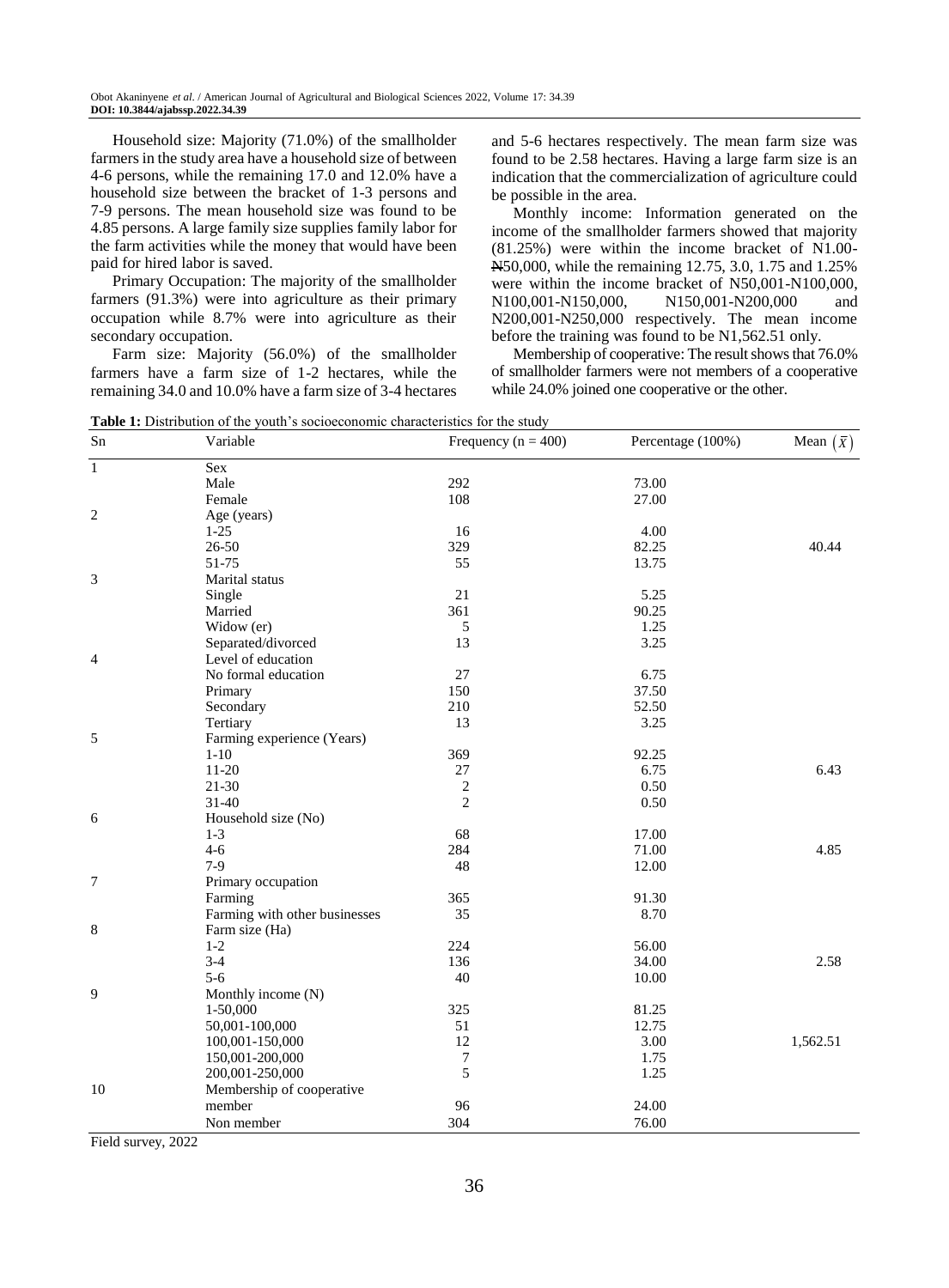Household size: Majority (71.0%) of the smallholder farmers in the study area have a household size of between 4-6 persons, while the remaining 17.0 and 12.0% have a household size between the bracket of 1-3 persons and 7-9 persons. The mean household size was found to be 4.85 persons. A large family size supplies family labor for the farm activities while the money that would have been paid for hired labor is saved.

Primary Occupation: The majority of the smallholder farmers (91.3%) were into agriculture as their primary occupation while 8.7% were into agriculture as their secondary occupation.

Farm size: Majority (56.0%) of the smallholder farmers have a farm size of 1-2 hectares, while the remaining 34.0 and 10.0% have a farm size of 3-4 hectares and 5-6 hectares respectively. The mean farm size was found to be 2.58 hectares. Having a large farm size is an indication that the commercialization of agriculture could be possible in the area.

Monthly income: Information generated on the income of the smallholder farmers showed that majority (81.25%) were within the income bracket of N1.00-₦50,000, while the remaining 12.75, 3.0, 1.75 and 1.25% were within the income bracket of N50,001-N100,000, N100,001-N150,000, N150,001-N200,000 and N200,001-N250,000 respectively. The mean income before the training was found to be N1,562.51 only.

Membership of cooperative: The result shows that 76.0% of smallholder farmers were not members of a cooperative while 24.0% joined one cooperative or the other.

**Table 1:** Distribution of the youth's socioeconomic characteristics for the study

| Sn | Variable | Frequency (n = 400) | Percentage (100%) | Mean $(\bar{x})$ |
|---|---|---|---|---|
| 1 | Sex | | | |
| | Male | 292 | 73.00 | |
| | Female | 108 | 27.00 | |
| 2 | Age (years) | | | |
| | 1-25 | 16 | 4.00 | |
| | 26-50 | 329 | 82.25 | 40.44 |
| | 51-75 | 55 | 13.75 | |
| 3 | Marital status | | | |
| | Single | 21 | 5.25 | |
| | Married | 361 | 90.25 | |
| | Widow (er) | 5 | 1.25 | |
| | Separated/divorced | 13 | 3.25 | |
| 4 | Level of education | | | |
| | No formal education | 27 | 6.75 | |
| | Primary | 150 | 37.50 | |
| | Secondary | 210 | 52.50 | |
| | Tertiary | 13 | 3.25 | |
| 5 | Farming experience (Years) | | | |
| | 1-10 | 369 | 92.25 | |
| | 11-20 | 27 | 6.75 | 6.43 |
| | 21-30 | 2 | 0.50 | |
| | 31-40 | 2 | 0.50 | |
| 6 | Household size (No) | | | |
| | 1-3 | 68 | 17.00 | |
| | 4-6 | 284 | 71.00 | 4.85 |
| | 7-9 | 48 | 12.00 | |
| 7 | Primary occupation | | | |
| | Farming | 365 | 91.30 | |
| | Farming with other businesses | 35 | 8.70 | |
| 8 | Farm size (Ha) | | | |
| | 1-2 | 224 | 56.00 | |
| | 3-4 | 136 | 34.00 | 2.58 |
| | 5-6 | 40 | 10.00 | |
| 9 | Monthly income (N) | | | |
| | 1-50,000 | 325 | 81.25 | |
| | 50,001-100,000 | 51 | 12.75 | |
| | 100,001-150,000 | 12 | 3.00 | 1,562.51 |
| | 150,001-200,000 | 7 | 1.75 | |
| | 200,001-250,000 | 5 | 1.25 | |
| 10 | Membership of cooperative | | | |
| | member | 96 | 24.00 | |
| | Non member | 304 | 76.00 | |

Field survey, 2022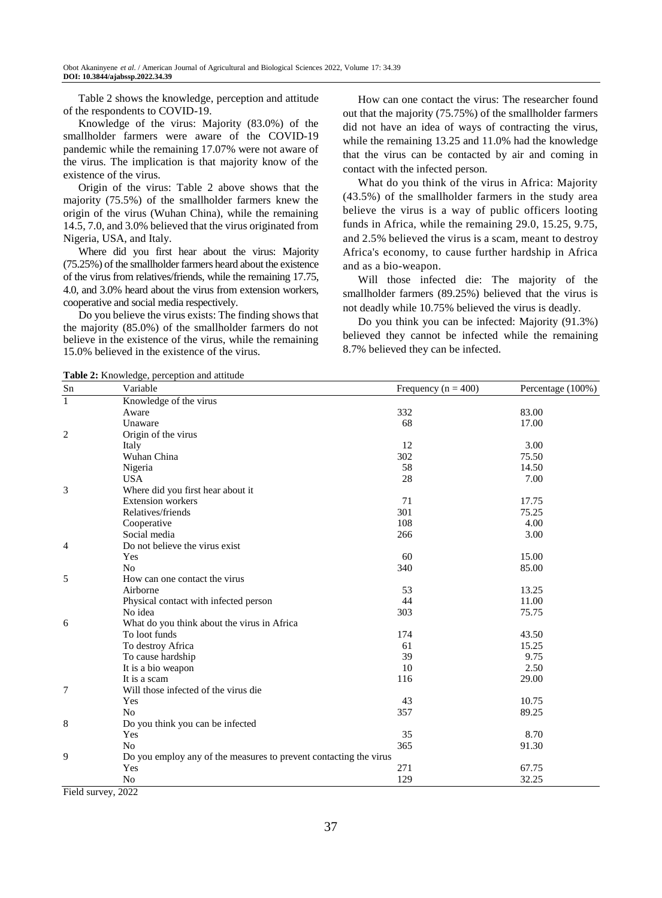Table 2 shows the knowledge, perception and attitude of the respondents to COVID-19.

Knowledge of the virus: Majority (83.0%) of the smallholder farmers were aware of the COVID-19 pandemic while the remaining 17.07% were not aware of the virus. The implication is that majority know of the existence of the virus.

Origin of the virus: Table 2 above shows that the majority (75.5%) of the smallholder farmers knew the origin of the virus (Wuhan China), while the remaining 14.5, 7.0, and 3.0% believed that the virus originated from Nigeria, USA, and Italy.

Where did you first hear about the virus: Majority (75.25%) of the smallholder farmers heard about the existence of the virus from relatives/friends, while the remaining 17.75, 4.0, and 3.0% heard about the virus from extension workers, cooperative and social media respectively.

Do you believe the virus exists: The finding shows that the majority (85.0%) of the smallholder farmers do not believe in the existence of the virus, while the remaining 15.0% believed in the existence of the virus.

How can one contact the virus: The researcher found out that the majority (75.75%) of the smallholder farmers did not have an idea of ways of contracting the virus, while the remaining 13.25 and 11.0% had the knowledge that the virus can be contacted by air and coming in contact with the infected person.

What do you think of the virus in Africa: Majority (43.5%) of the smallholder farmers in the study area believe the virus is a way of public officers looting funds in Africa, while the remaining 29.0, 15.25, 9.75, and 2.5% believed the virus is a scam, meant to destroy Africa's economy, to cause further hardship in Africa and as a bio-weapon.

Will those infected die: The majority of the smallholder farmers (89.25%) believed that the virus is not deadly while 10.75% believed the virus is deadly.

Do you think you can be infected: Majority (91.3%) believed they cannot be infected while the remaining 8.7% believed they can be infected.

**Table 2:** Knowledge, perception and attitude

| Sn | Variable | Frequency (n = 400) | Percentage (100%) |
|---|---|---|---|
| 1 | Knowledge of the virus | | |
| | Aware | 332 | 83.00 |
| | Unaware | 68 | 17.00 |
| 2 | Origin of the virus | | |
| | Italy | 12 | 3.00 |
| | Wuhan China | 302 | 75.50 |
| | Nigeria | 58 | 14.50 |
| | USA | 28 | 7.00 |
| 3 | Where did you first hear about it | | |
| | Extension workers | 71 | 17.75 |
| | Relatives/friends | 301 | 75.25 |
| | Cooperative | 108 | 4.00 |
| | Social media | 266 | 3.00 |
| 4 | Do not believe the virus exist | | |
| | Yes | 60 | 15.00 |
| | No | 340 | 85.00 |
| 5 | How can one contact the virus | | |
| | Airborne | 53 | 13.25 |
| | Physical contact with infected person | 44 | 11.00 |
| | No idea | 303 | 75.75 |
| 6 | What do you think about the virus in Africa | | |
| | To loot funds | 174 | 43.50 |
| | To destroy Africa | 61 | 15.25 |
| | To cause hardship | 39 | 9.75 |
| | It is a bio weapon | 10 | 2.50 |
| | It is a scam | 116 | 29.00 |
| 7 | Will those infected of the virus die | | |
| | Yes | 43 | 10.75 |
| | No | 357 | 89.25 |
| 8 | Do you think you can be infected | | |
| | Yes | 35 | 8.70 |
| | No | 365 | 91.30 |
| 9 | Do you employ any of the measures to prevent contacting the virus | | |
| | Yes | 271 | 67.75 |
| | No | 129 | 32.25 |

Field survey, 2022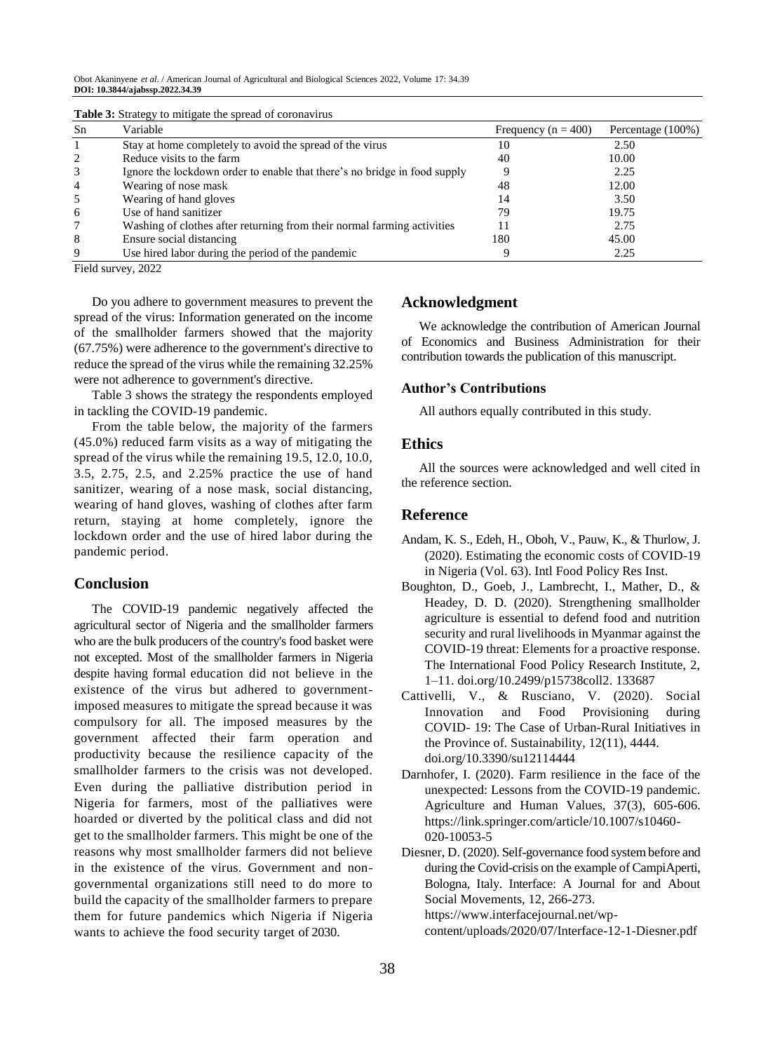**Table 3:** Strategy to mitigate the spread of coronavirus

| Sn | Variable | Frequency (n = 400) | Percentage (100%) |
|---|---|---|---|
| 1 | Stay at home completely to avoid the spread of the virus | 10 | 2.50 |
| 2 | Reduce visits to the farm | 40 | 10.00 |
| 3 | Ignore the lockdown order to enable that there's no bridge in food supply | 9 | 2.25 |
| 4 | Wearing of nose mask | 48 | 12.00 |
| 5 | Wearing of hand gloves | 14 | 3.50 |
| 6 | Use of hand sanitizer | 79 | 19.75 |
| 7 | Washing of clothes after returning from their normal farming activities | 11 | 2.75 |
| 8 | Ensure social distancing | 180 | 45.00 |
| 9 | Use hired labor during the period of the pandemic | 9 | 2.25 |

Field survey, 2022

Do you adhere to government measures to prevent the spread of the virus: Information generated on the income of the smallholder farmers showed that the majority (67.75%) were adherence to the government's directive to reduce the spread of the virus while the remaining 32.25% were not adherence to government's directive.

Table 3 shows the strategy the respondents employed in tackling the COVID-19 pandemic.

From the table below, the majority of the farmers (45.0%) reduced farm visits as a way of mitigating the spread of the virus while the remaining 19.5, 12.0, 10.0, 3.5, 2.75, 2.5, and 2.25% practice the use of hand sanitizer, wearing of a nose mask, social distancing, wearing of hand gloves, washing of clothes after farm return, staying at home completely, ignore the lockdown order and the use of hired labor during the pandemic period.

## Conclusion

The COVID-19 pandemic negatively affected the agricultural sector of Nigeria and the smallholder farmers who are the bulk producers of the country's food basket were not excepted. Most of the smallholder farmers in Nigeria despite having formal education did not believe in the existence of the virus but adhered to government-imposed measures to mitigate the spread because it was compulsory for all. The imposed measures by the government affected their farm operation and productivity because the resilience capacity of the smallholder farmers to the crisis was not developed. Even during the palliative distribution period in Nigeria for farmers, most of the palliatives were hoarded or diverted by the political class and did not get to the smallholder farmers. This might be one of the reasons why most smallholder farmers did not believe in the existence of the virus. Government and non-governmental organizations still need to do more to build the capacity of the smallholder farmers to prepare them for future pandemics which Nigeria if Nigeria wants to achieve the food security target of 2030.

## Acknowledgment

We acknowledge the contribution of American Journal of Economics and Business Administration for their contribution towards the publication of this manuscript.

### Author's Contributions

All authors equally contributed in this study.

## Ethics

All the sources were acknowledged and well cited in the reference section.

## Reference

Andam, K. S., Edeh, H., Oboh, V., Pauw, K., & Thurlow, J. (2020). Estimating the economic costs of COVID-19 in Nigeria (Vol. 63). Intl Food Policy Res Inst.

Boughton, D., Goeb, J., Lambrecht, I., Mather, D., & Headey, D. D. (2020). Strengthening smallholder agriculture is essential to defend food and nutrition security and rural livelihoods in Myanmar against the COVID-19 threat: Elements for a proactive response. The International Food Policy Research Institute, 2, 1–11. doi.org/10.2499/p15738coll2. 133687

Cattivelli, V., & Rusciano, V. (2020). Social Innovation and Food Provisioning during COVID- 19: The Case of Urban-Rural Initiatives in the Province of. Sustainability, 12(11), 4444. doi.org/10.3390/su12114444

Darnhofer, I. (2020). Farm resilience in the face of the unexpected: Lessons from the COVID-19 pandemic. Agriculture and Human Values, 37(3), 605-606. https://link.springer.com/article/10.1007/s10460-020-10053-5

Diesner, D. (2020). Self-governance food system before and during the Covid-crisis on the example of CampiAperti, Bologna, Italy. Interface: A Journal for and About Social Movements, 12, 266-273. https://www.interfacejournal.net/wp-content/uploads/2020/07/Interface-12-1-Diesner.pdf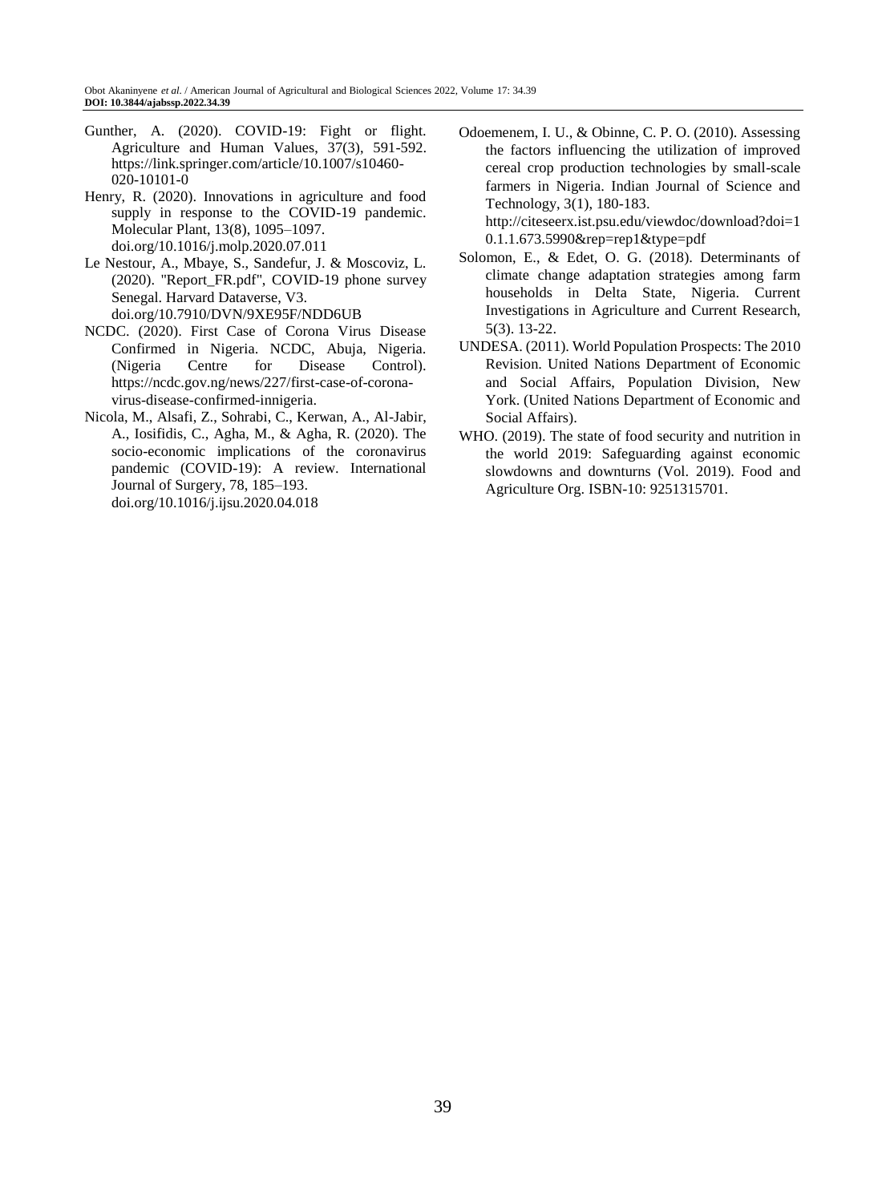Gunther, A. (2020). COVID-19: Fight or flight. Agriculture and Human Values, 37(3), 591-592. https://link.springer.com/article/10.1007/s10460-020-10101-0

Henry, R. (2020). Innovations in agriculture and food supply in response to the COVID-19 pandemic. Molecular Plant, 13(8), 1095–1097. doi.org/10.1016/j.molp.2020.07.011

Le Nestour, A., Mbaye, S., Sandefur, J. & Moscoviz, L. (2020). "Report_FR.pdf", COVID-19 phone survey Senegal. Harvard Dataverse, V3. doi.org/10.7910/DVN/9XE95F/NDD6UB

NCDC. (2020). First Case of Corona Virus Disease Confirmed in Nigeria. NCDC, Abuja, Nigeria. (Nigeria Centre for Disease Control). https://ncdc.gov.ng/news/227/first-case-of-corona-virus-disease-confirmed-innigeria.

Nicola, M., Alsafi, Z., Sohrabi, C., Kerwan, A., Al-Jabir, A., Iosifidis, C., Agha, M., & Agha, R. (2020). The socio-economic implications of the coronavirus pandemic (COVID-19): A review. International Journal of Surgery, 78, 185–193. doi.org/10.1016/j.ijsu.2020.04.018

Odoemenem, I. U., & Obinne, C. P. O. (2010). Assessing the factors influencing the utilization of improved cereal crop production technologies by small-scale farmers in Nigeria. Indian Journal of Science and Technology, 3(1), 180-183. http://citeseerx.ist.psu.edu/viewdoc/download?doi=10.1.1.673.5990&rep=rep1&type=pdf

Solomon, E., & Edet, O. G. (2018). Determinants of climate change adaptation strategies among farm households in Delta State, Nigeria. Current Investigations in Agriculture and Current Research, 5(3). 13-22.

UNDESA. (2011). World Population Prospects: The 2010 Revision. United Nations Department of Economic and Social Affairs, Population Division, New York. (United Nations Department of Economic and Social Affairs).

WHO. (2019). The state of food security and nutrition in the world 2019: Safeguarding against economic slowdowns and downturns (Vol. 2019). Food and Agriculture Org. ISBN-10: 9251315701.